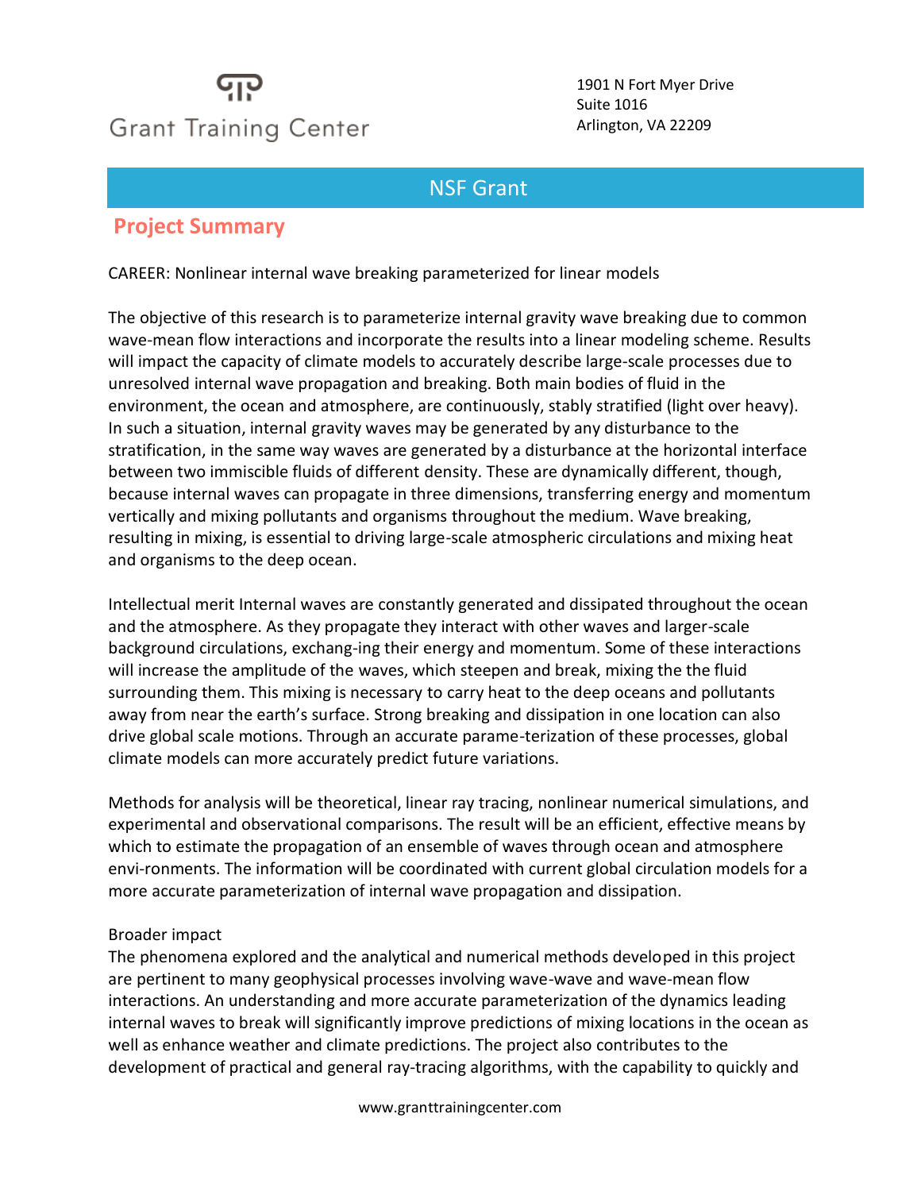Grant Training Center

1901 N Fort Myer Drive
Suite 1016
Arlington, VA 22209

## NSF Grant

## Project Summary

CAREER: Nonlinear internal wave breaking parameterized for linear models

The objective of this research is to parameterize internal gravity wave breaking due to common wave-mean flow interactions and incorporate the results into a linear modeling scheme. Results will impact the capacity of climate models to accurately describe large-scale processes due to unresolved internal wave propagation and breaking. Both main bodies of fluid in the environment, the ocean and atmosphere, are continuously, stably stratified (light over heavy). In such a situation, internal gravity waves may be generated by any disturbance to the stratification, in the same way waves are generated by a disturbance at the horizontal interface between two immiscible fluids of different density. These are dynamically different, though, because internal waves can propagate in three dimensions, transferring energy and momentum vertically and mixing pollutants and organisms throughout the medium. Wave breaking, resulting in mixing, is essential to driving large-scale atmospheric circulations and mixing heat and organisms to the deep ocean.

Intellectual merit Internal waves are constantly generated and dissipated throughout the ocean and the atmosphere. As they propagate they interact with other waves and larger-scale background circulations, exchang-ing their energy and momentum. Some of these interactions will increase the amplitude of the waves, which steepen and break, mixing the the fluid surrounding them. This mixing is necessary to carry heat to the deep oceans and pollutants away from near the earth's surface. Strong breaking and dissipation in one location can also drive global scale motions. Through an accurate parame-terization of these processes, global climate models can more accurately predict future variations.

Methods for analysis will be theoretical, linear ray tracing, nonlinear numerical simulations, and experimental and observational comparisons. The result will be an efficient, effective means by which to estimate the propagation of an ensemble of waves through ocean and atmosphere envi-ronments. The information will be coordinated with current global circulation models for a more accurate parameterization of internal wave propagation and dissipation.

Broader impact
The phenomena explored and the analytical and numerical methods developed in this project are pertinent to many geophysical processes involving wave-wave and wave-mean flow interactions. An understanding and more accurate parameterization of the dynamics leading internal waves to break will significantly improve predictions of mixing locations in the ocean as well as enhance weather and climate predictions. The project also contributes to the development of practical and general ray-tracing algorithms, with the capability to quickly and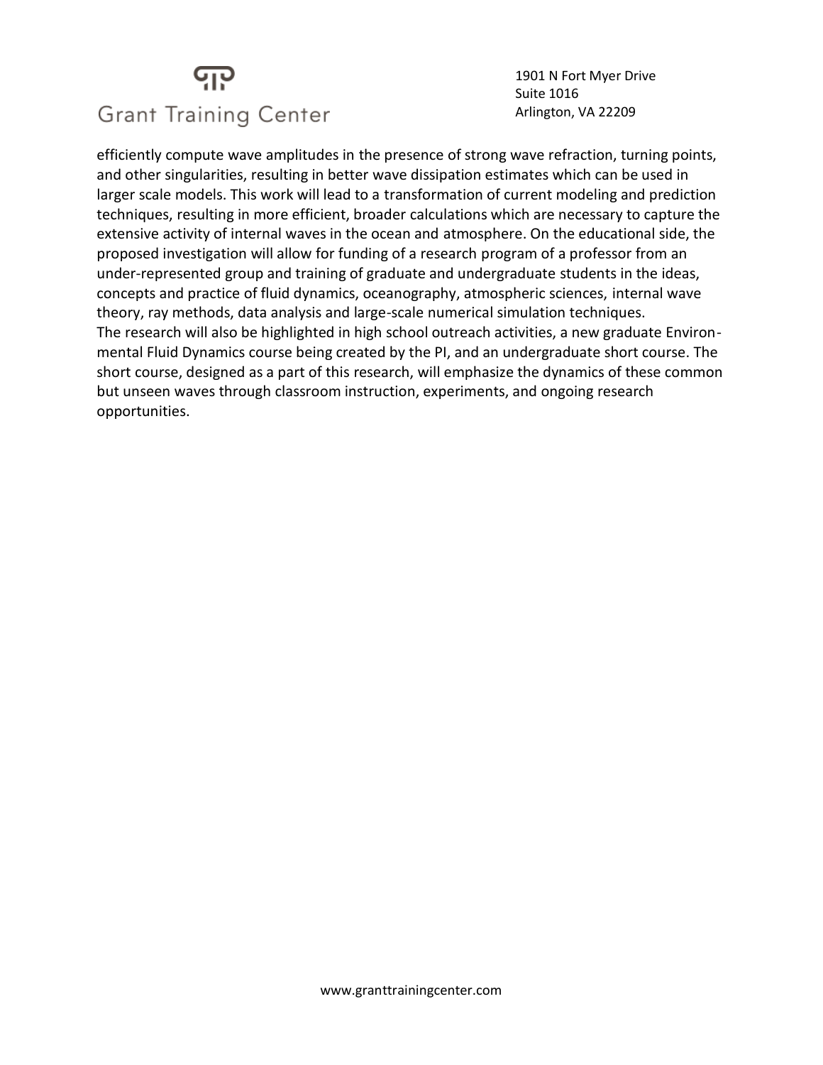efficiently compute wave amplitudes in the presence of strong wave refraction, turning points, and other singularities, resulting in better wave dissipation estimates which can be used in larger scale models. This work will lead to a transformation of current modeling and prediction techniques, resulting in more efficient, broader calculations which are necessary to capture the extensive activity of internal waves in the ocean and atmosphere. On the educational side, the proposed investigation will allow for funding of a research program of a professor from an under-represented group and training of graduate and undergraduate students in the ideas, concepts and practice of fluid dynamics, oceanography, atmospheric sciences, internal wave theory, ray methods, data analysis and large-scale numerical simulation techniques.

The research will also be highlighted in high school outreach activities, a new graduate Environmental Fluid Dynamics course being created by the PI, and an undergraduate short course. The short course, designed as a part of this research, will emphasize the dynamics of these common but unseen waves through classroom instruction, experiments, and ongoing research opportunities.